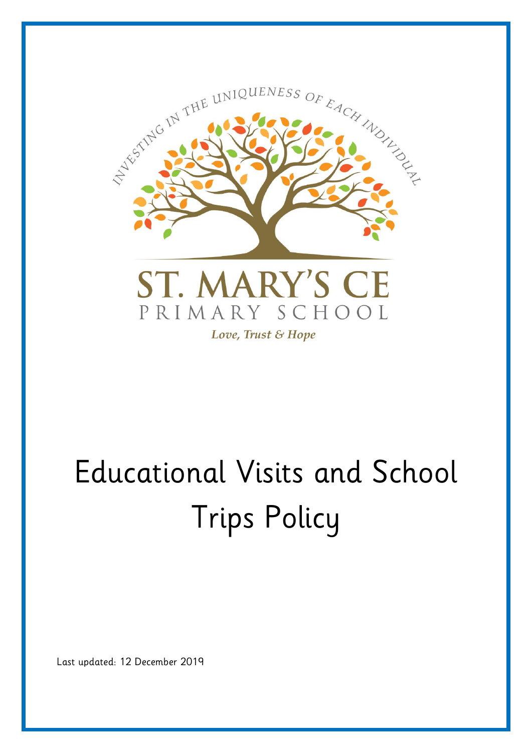INVESTING IN THE UNIQUENESS OF EACH INDIVIDUAL

ST. MARY'S CE

PRIMARY SCHOOL

*Love, Trust & Hope*

# Educational Visits and School Trips Policy

Last updated: 12 December 2019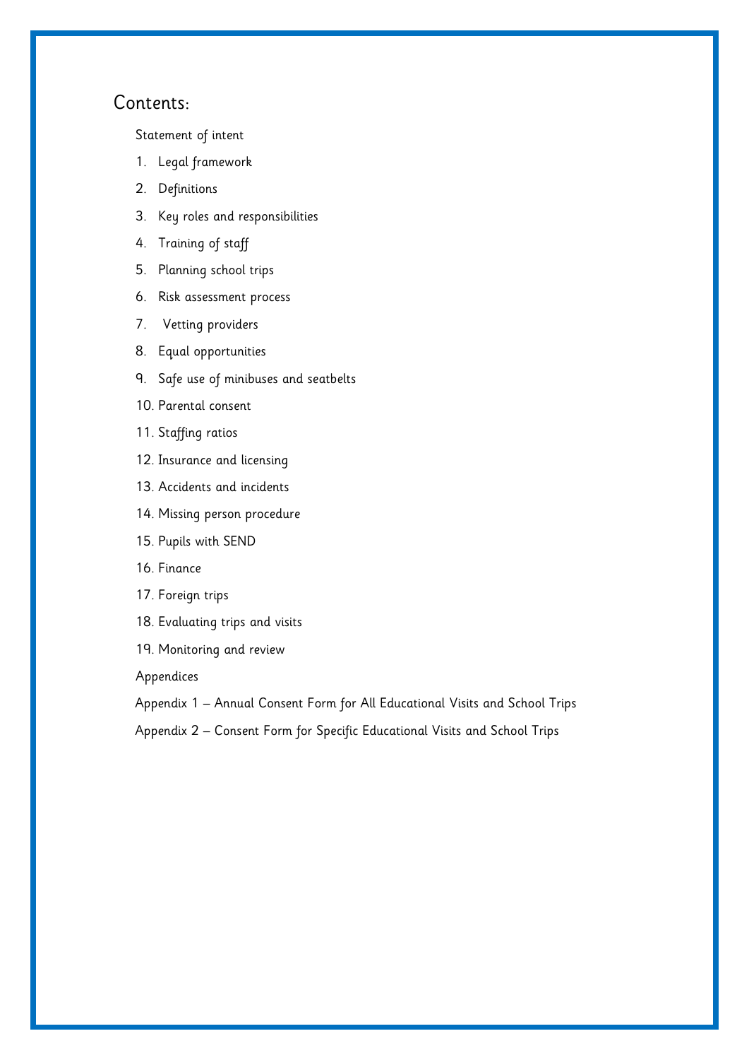## Contents:

Statement of intent

1. Legal framework
2. Definitions
3. Key roles and responsibilities
4. Training of staff
5. Planning school trips
6. Risk assessment process
7. Vetting providers
8. Equal opportunities
9. Safe use of minibuses and seatbelts
10. Parental consent
11. Staffing ratios
12. Insurance and licensing
13. Accidents and incidents
14. Missing person procedure
15. Pupils with SEND
16. Finance
17. Foreign trips
18. Evaluating trips and visits
19. Monitoring and review

Appendices

Appendix 1 – Annual Consent Form for All Educational Visits and School Trips

Appendix 2 – Consent Form for Specific Educational Visits and School Trips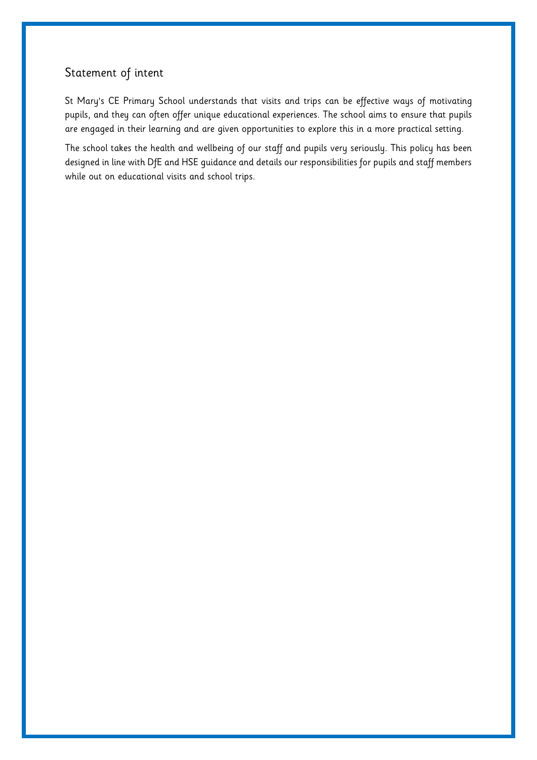## Statement of intent

St Mary's CE Primary School understands that visits and trips can be effective ways of motivating pupils, and they can often offer unique educational experiences. The school aims to ensure that pupils are engaged in their learning and are given opportunities to explore this in a more practical setting.

The school takes the health and wellbeing of our staff and pupils very seriously. This policy has been designed in line with DfE and HSE guidance and details our responsibilities for pupils and staff members while out on educational visits and school trips.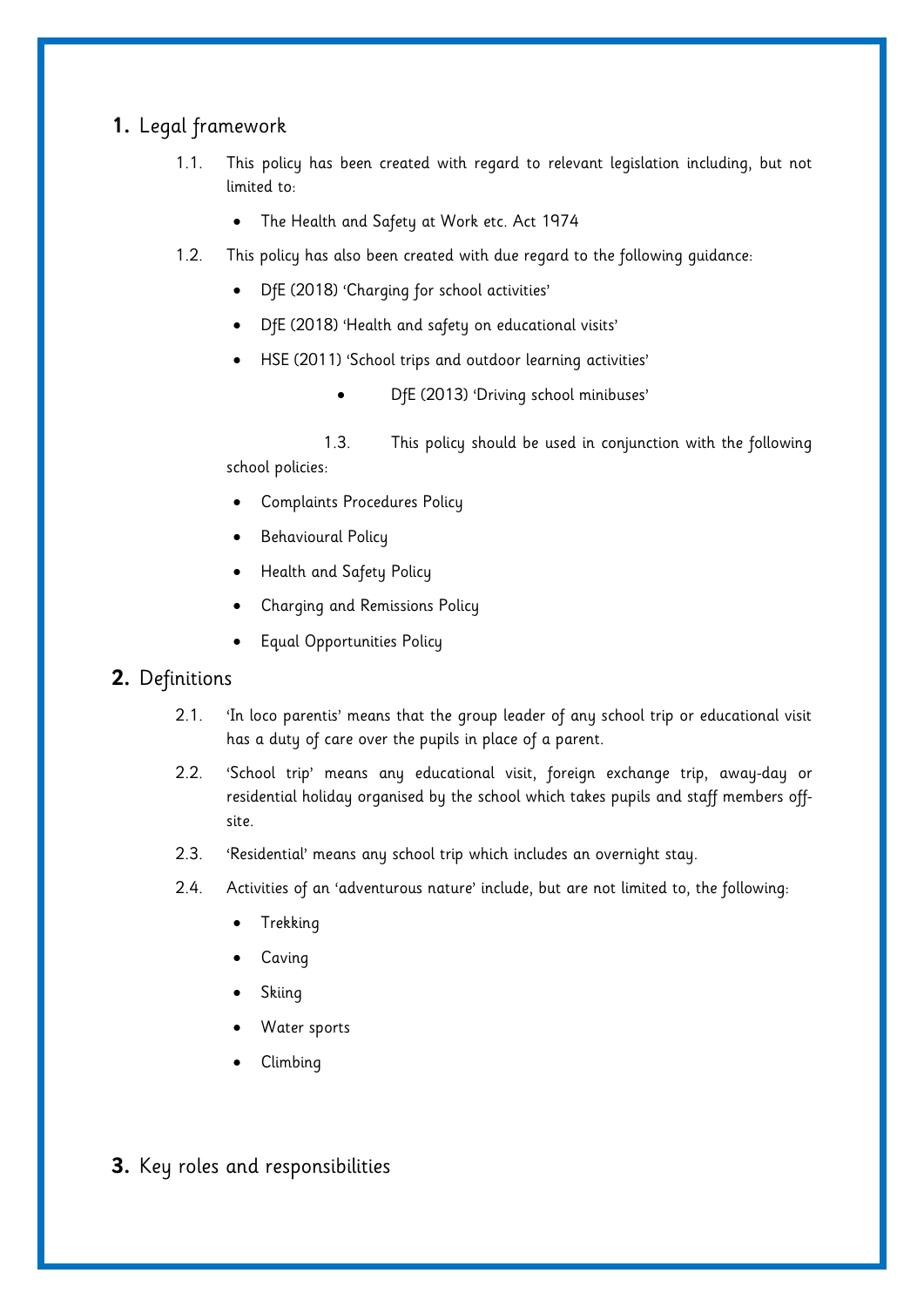## 1. Legal framework

1.1. This policy has been created with regard to relevant legislation including, but not limited to:

- The Health and Safety at Work etc. Act 1974

1.2. This policy has also been created with due regard to the following guidance:

- DfE (2018) 'Charging for school activities'
- DfE (2018) 'Health and safety on educational visits'
- HSE (2011) 'School trips and outdoor learning activities'
- DfE (2013) 'Driving school minibuses'

1.3. This policy should be used in conjunction with the following school policies:

- Complaints Procedures Policy
- Behavioural Policy
- Health and Safety Policy
- Charging and Remissions Policy
- Equal Opportunities Policy

## 2. Definitions

2.1. 'In loco parentis' means that the group leader of any school trip or educational visit has a duty of care over the pupils in place of a parent.

2.2. 'School trip' means any educational visit, foreign exchange trip, away-day or residential holiday organised by the school which takes pupils and staff members off-site.

2.3. 'Residential' means any school trip which includes an overnight stay.

2.4. Activities of an 'adventurous nature' include, but are not limited to, the following:

- Trekking
- Caving
- Skiing
- Water sports
- Climbing

## 3. Key roles and responsibilities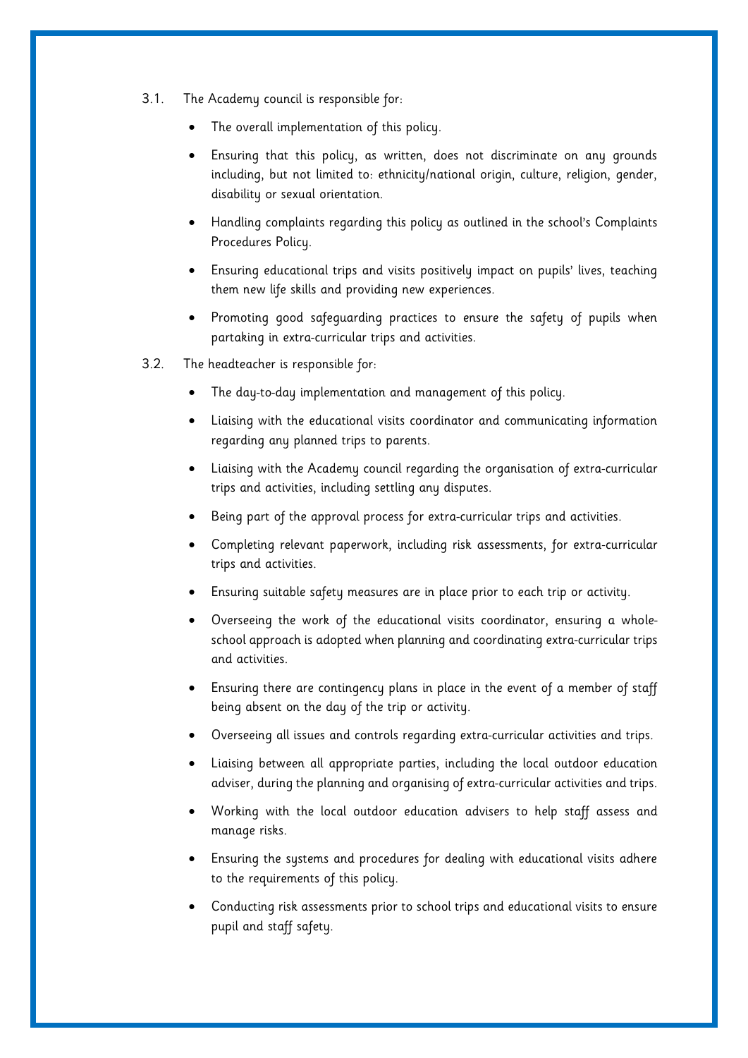3.1. The Academy council is responsible for:

- The overall implementation of this policy.
- Ensuring that this policy, as written, does not discriminate on any grounds including, but not limited to: ethnicity/national origin, culture, religion, gender, disability or sexual orientation.
- Handling complaints regarding this policy as outlined in the school's Complaints Procedures Policy.
- Ensuring educational trips and visits positively impact on pupils' lives, teaching them new life skills and providing new experiences.
- Promoting good safeguarding practices to ensure the safety of pupils when partaking in extra-curricular trips and activities.

3.2. The headteacher is responsible for:

- The day-to-day implementation and management of this policy.
- Liaising with the educational visits coordinator and communicating information regarding any planned trips to parents.
- Liaising with the Academy council regarding the organisation of extra-curricular trips and activities, including settling any disputes.
- Being part of the approval process for extra-curricular trips and activities.
- Completing relevant paperwork, including risk assessments, for extra-curricular trips and activities.
- Ensuring suitable safety measures are in place prior to each trip or activity.
- Overseeing the work of the educational visits coordinator, ensuring a whole-school approach is adopted when planning and coordinating extra-curricular trips and activities.
- Ensuring there are contingency plans in place in the event of a member of staff being absent on the day of the trip or activity.
- Overseeing all issues and controls regarding extra-curricular activities and trips.
- Liaising between all appropriate parties, including the local outdoor education adviser, during the planning and organising of extra-curricular activities and trips.
- Working with the local outdoor education advisers to help staff assess and manage risks.
- Ensuring the systems and procedures for dealing with educational visits adhere to the requirements of this policy.
- Conducting risk assessments prior to school trips and educational visits to ensure pupil and staff safety.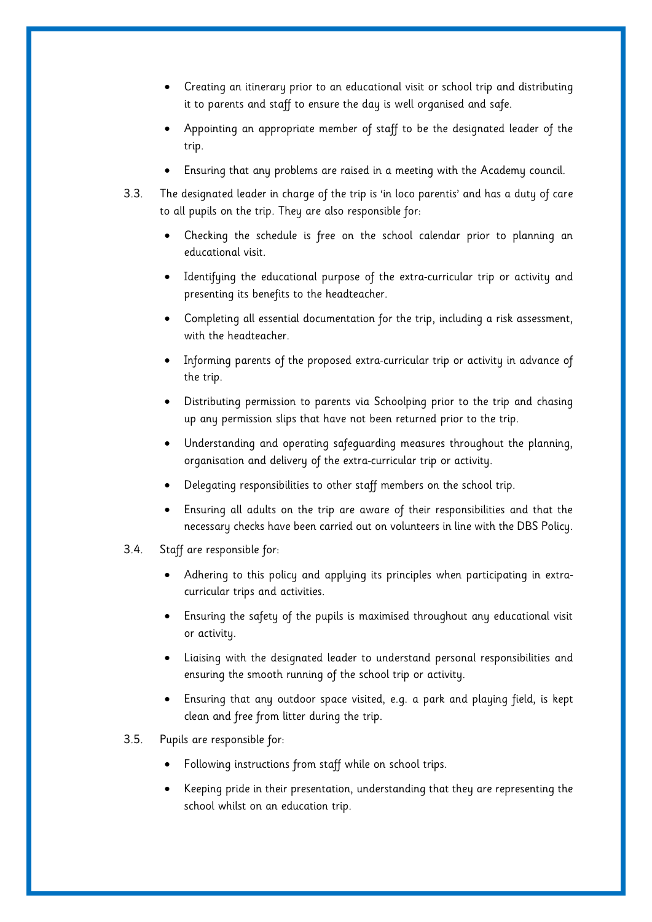- Creating an itinerary prior to an educational visit or school trip and distributing it to parents and staff to ensure the day is well organised and safe.
- Appointing an appropriate member of staff to be the designated leader of the trip.
- Ensuring that any problems are raised in a meeting with the Academy council.

3.3. The designated leader in charge of the trip is 'in loco parentis' and has a duty of care to all pupils on the trip. They are also responsible for:

- Checking the schedule is free on the school calendar prior to planning an educational visit.
- Identifying the educational purpose of the extra-curricular trip or activity and presenting its benefits to the headteacher.
- Completing all essential documentation for the trip, including a risk assessment, with the headteacher.
- Informing parents of the proposed extra-curricular trip or activity in advance of the trip.
- Distributing permission to parents via Schoolping prior to the trip and chasing up any permission slips that have not been returned prior to the trip.
- Understanding and operating safeguarding measures throughout the planning, organisation and delivery of the extra-curricular trip or activity.
- Delegating responsibilities to other staff members on the school trip.
- Ensuring all adults on the trip are aware of their responsibilities and that the necessary checks have been carried out on volunteers in line with the DBS Policy.

3.4. Staff are responsible for:

- Adhering to this policy and applying its principles when participating in extra-curricular trips and activities.
- Ensuring the safety of the pupils is maximised throughout any educational visit or activity.
- Liaising with the designated leader to understand personal responsibilities and ensuring the smooth running of the school trip or activity.
- Ensuring that any outdoor space visited, e.g. a park and playing field, is kept clean and free from litter during the trip.

3.5. Pupils are responsible for:

- Following instructions from staff while on school trips.
- Keeping pride in their presentation, understanding that they are representing the school whilst on an education trip.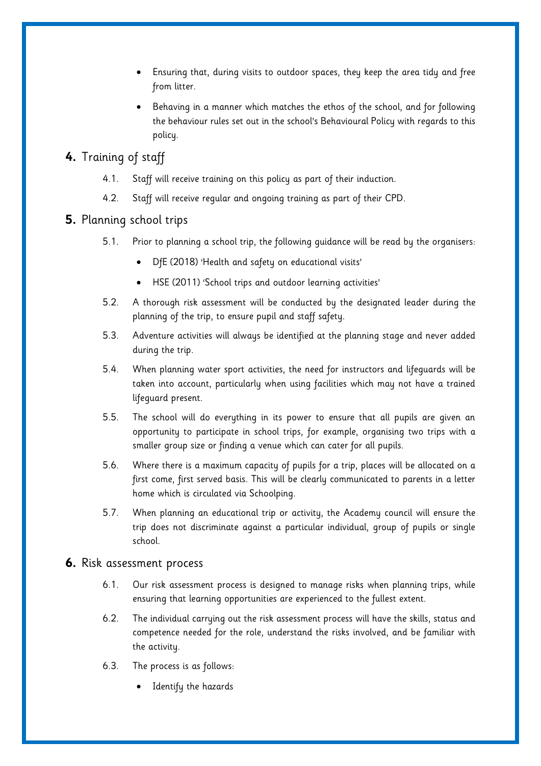- Ensuring that, during visits to outdoor spaces, they keep the area tidy and free from litter.
- Behaving in a manner which matches the ethos of the school, and for following the behaviour rules set out in the school's Behavioural Policy with regards to this policy.

## 4. Training of staff

4.1. Staff will receive training on this policy as part of their induction.

4.2. Staff will receive regular and ongoing training as part of their CPD.

## 5. Planning school trips

5.1. Prior to planning a school trip, the following guidance will be read by the organisers:

- DfE (2018) 'Health and safety on educational visits'
- HSE (2011) 'School trips and outdoor learning activities'

5.2. A thorough risk assessment will be conducted by the designated leader during the planning of the trip, to ensure pupil and staff safety.

5.3. Adventure activities will always be identified at the planning stage and never added during the trip.

5.4. When planning water sport activities, the need for instructors and lifeguards will be taken into account, particularly when using facilities which may not have a trained lifeguard present.

5.5. The school will do everything in its power to ensure that all pupils are given an opportunity to participate in school trips, for example, organising two trips with a smaller group size or finding a venue which can cater for all pupils.

5.6. Where there is a maximum capacity of pupils for a trip, places will be allocated on a first come, first served basis. This will be clearly communicated to parents in a letter home which is circulated via Schoolping.

5.7. When planning an educational trip or activity, the Academy council will ensure the trip does not discriminate against a particular individual, group of pupils or single school.

## 6. Risk assessment process

6.1. Our risk assessment process is designed to manage risks when planning trips, while ensuring that learning opportunities are experienced to the fullest extent.

6.2. The individual carrying out the risk assessment process will have the skills, status and competence needed for the role, understand the risks involved, and be familiar with the activity.

6.3. The process is as follows:

- Identify the hazards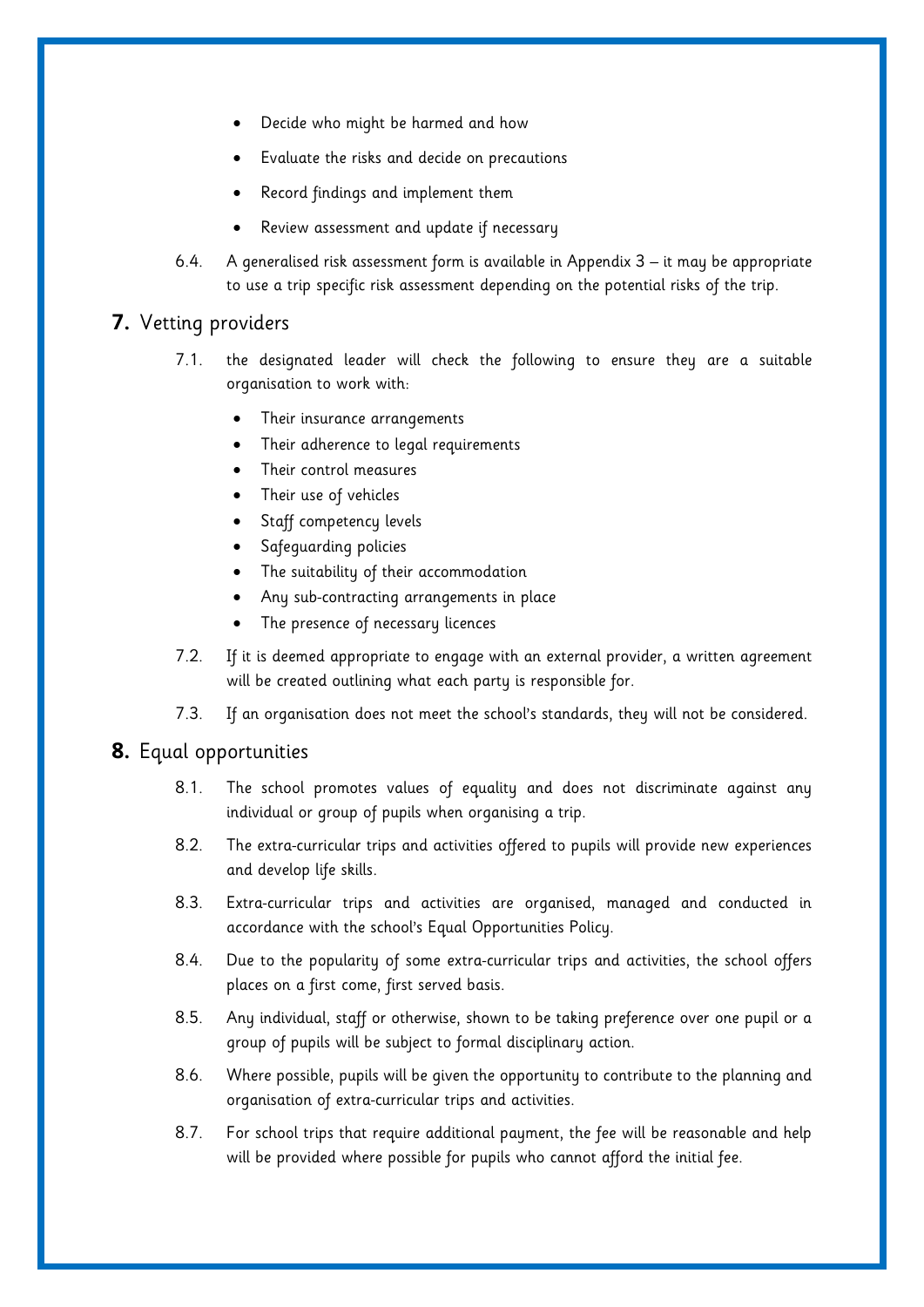- Decide who might be harmed and how
- Evaluate the risks and decide on precautions
- Record findings and implement them
- Review assessment and update if necessary

6.4. A generalised risk assessment form is available in Appendix 3 – it may be appropriate to use a trip specific risk assessment depending on the potential risks of the trip.

## 7. Vetting providers

7.1. the designated leader will check the following to ensure they are a suitable organisation to work with:

- Their insurance arrangements
- Their adherence to legal requirements
- Their control measures
- Their use of vehicles
- Staff competency levels
- Safeguarding policies
- The suitability of their accommodation
- Any sub-contracting arrangements in place
- The presence of necessary licences

7.2. If it is deemed appropriate to engage with an external provider, a written agreement will be created outlining what each party is responsible for.

7.3. If an organisation does not meet the school's standards, they will not be considered.

## 8. Equal opportunities

8.1. The school promotes values of equality and does not discriminate against any individual or group of pupils when organising a trip.

8.2. The extra-curricular trips and activities offered to pupils will provide new experiences and develop life skills.

8.3. Extra-curricular trips and activities are organised, managed and conducted in accordance with the school's Equal Opportunities Policy.

8.4. Due to the popularity of some extra-curricular trips and activities, the school offers places on a first come, first served basis.

8.5. Any individual, staff or otherwise, shown to be taking preference over one pupil or a group of pupils will be subject to formal disciplinary action.

8.6. Where possible, pupils will be given the opportunity to contribute to the planning and organisation of extra-curricular trips and activities.

8.7. For school trips that require additional payment, the fee will be reasonable and help will be provided where possible for pupils who cannot afford the initial fee.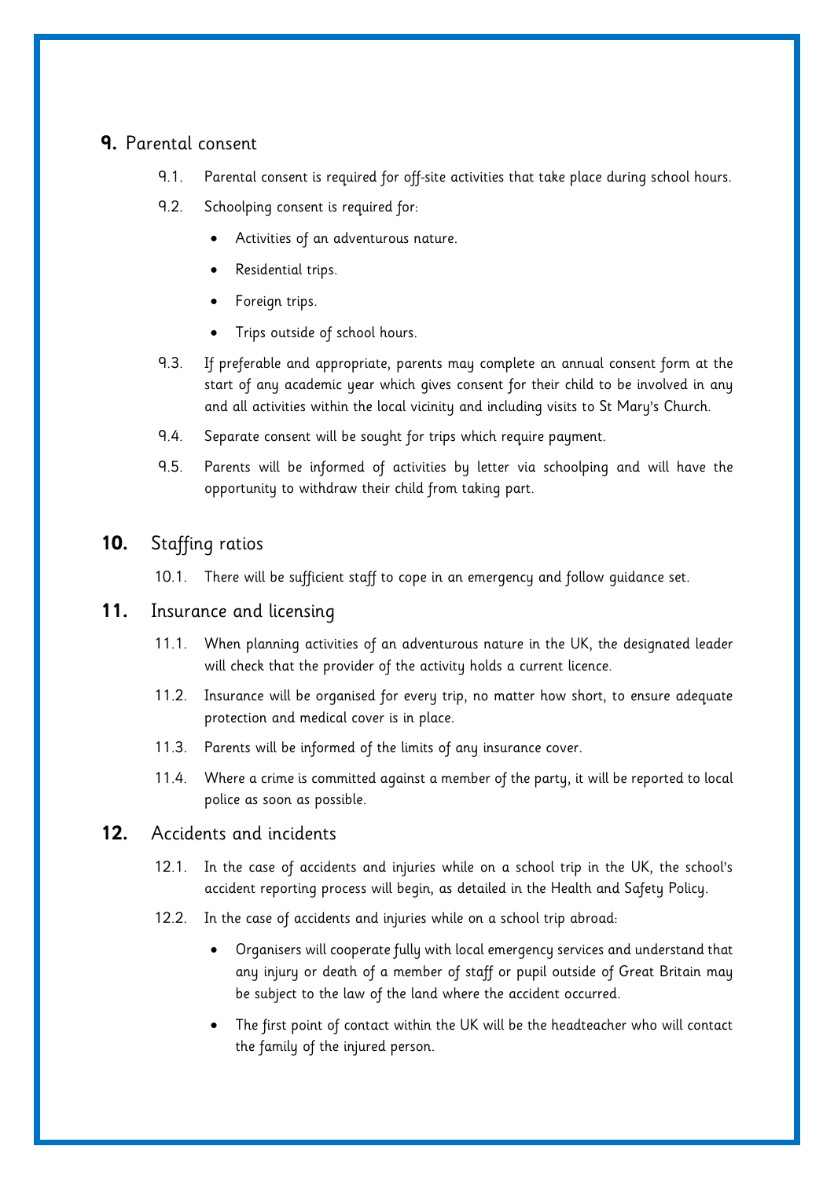## 9. Parental consent

9.1. Parental consent is required for off-site activities that take place during school hours.

9.2. Schoolping consent is required for:

- Activities of an adventurous nature.
- Residential trips.
- Foreign trips.
- Trips outside of school hours.

9.3. If preferable and appropriate, parents may complete an annual consent form at the start of any academic year which gives consent for their child to be involved in any and all activities within the local vicinity and including visits to St Mary's Church.

9.4. Separate consent will be sought for trips which require payment.

9.5. Parents will be informed of activities by letter via schoolping and will have the opportunity to withdraw their child from taking part.

## 10. Staffing ratios

10.1. There will be sufficient staff to cope in an emergency and follow guidance set.

## 11. Insurance and licensing

11.1. When planning activities of an adventurous nature in the UK, the designated leader will check that the provider of the activity holds a current licence.

11.2. Insurance will be organised for every trip, no matter how short, to ensure adequate protection and medical cover is in place.

11.3. Parents will be informed of the limits of any insurance cover.

11.4. Where a crime is committed against a member of the party, it will be reported to local police as soon as possible.

## 12. Accidents and incidents

12.1. In the case of accidents and injuries while on a school trip in the UK, the school's accident reporting process will begin, as detailed in the Health and Safety Policy.

12.2. In the case of accidents and injuries while on a school trip abroad:

- Organisers will cooperate fully with local emergency services and understand that any injury or death of a member of staff or pupil outside of Great Britain may be subject to the law of the land where the accident occurred.
- The first point of contact within the UK will be the headteacher who will contact the family of the injured person.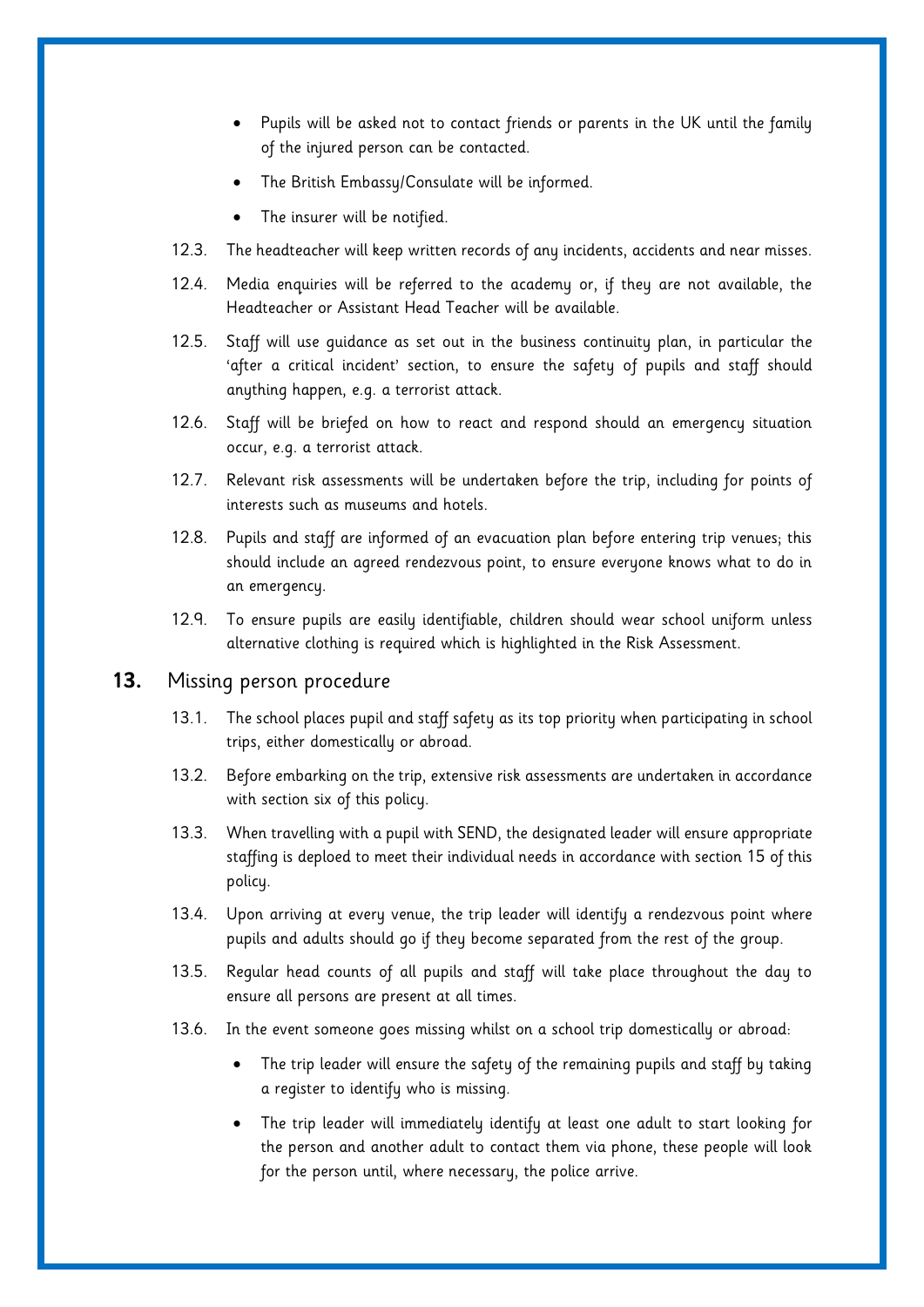- Pupils will be asked not to contact friends or parents in the UK until the family of the injured person can be contacted.
- The British Embassy/Consulate will be informed.
- The insurer will be notified.

12.3. The headteacher will keep written records of any incidents, accidents and near misses.

12.4. Media enquiries will be referred to the academy or, if they are not available, the Headteacher or Assistant Head Teacher will be available.

12.5. Staff will use guidance as set out in the business continuity plan, in particular the 'after a critical incident' section, to ensure the safety of pupils and staff should anything happen, e.g. a terrorist attack.

12.6. Staff will be briefed on how to react and respond should an emergency situation occur, e.g. a terrorist attack.

12.7. Relevant risk assessments will be undertaken before the trip, including for points of interests such as museums and hotels.

12.8. Pupils and staff are informed of an evacuation plan before entering trip venues; this should include an agreed rendezvous point, to ensure everyone knows what to do in an emergency.

12.9. To ensure pupils are easily identifiable, children should wear school uniform unless alternative clothing is required which is highlighted in the Risk Assessment.

## 13. Missing person procedure

13.1. The school places pupil and staff safety as its top priority when participating in school trips, either domestically or abroad.

13.2. Before embarking on the trip, extensive risk assessments are undertaken in accordance with section six of this policy.

13.3. When travelling with a pupil with SEND, the designated leader will ensure appropriate staffing is deploed to meet their individual needs in accordance with section 15 of this policy.

13.4. Upon arriving at every venue, the trip leader will identify a rendezvous point where pupils and adults should go if they become separated from the rest of the group.

13.5. Regular head counts of all pupils and staff will take place throughout the day to ensure all persons are present at all times.

13.6. In the event someone goes missing whilst on a school trip domestically or abroad:

- The trip leader will ensure the safety of the remaining pupils and staff by taking a register to identify who is missing.
- The trip leader will immediately identify at least one adult to start looking for the person and another adult to contact them via phone, these people will look for the person until, where necessary, the police arrive.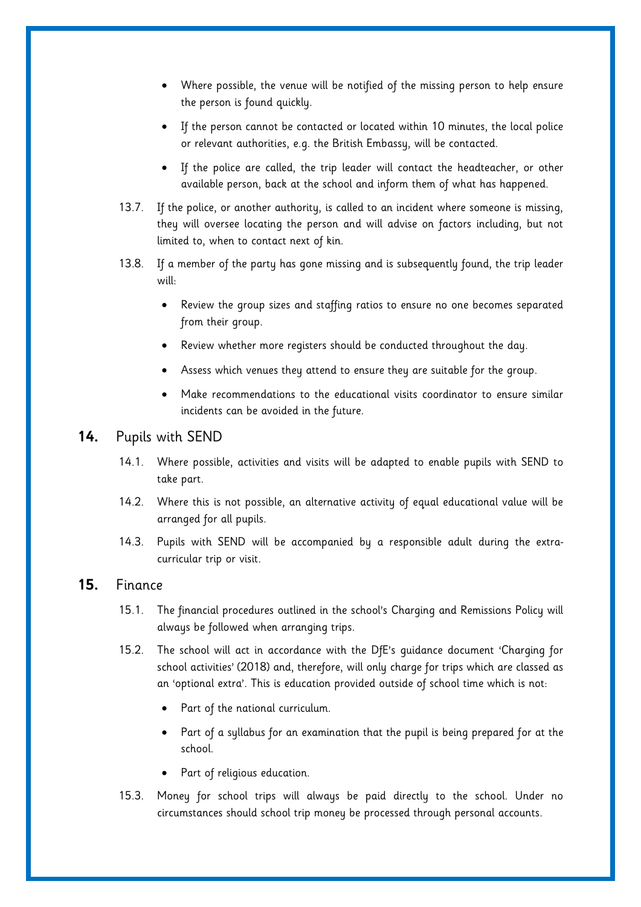- Where possible, the venue will be notified of the missing person to help ensure the person is found quickly.
- If the person cannot be contacted or located within 10 minutes, the local police or relevant authorities, e.g. the British Embassy, will be contacted.
- If the police are called, the trip leader will contact the headteacher, or other available person, back at the school and inform them of what has happened.

13.7. If the police, or another authority, is called to an incident where someone is missing, they will oversee locating the person and will advise on factors including, but not limited to, when to contact next of kin.

13.8. If a member of the party has gone missing and is subsequently found, the trip leader will:

- Review the group sizes and staffing ratios to ensure no one becomes separated from their group.
- Review whether more registers should be conducted throughout the day.
- Assess which venues they attend to ensure they are suitable for the group.
- Make recommendations to the educational visits coordinator to ensure similar incidents can be avoided in the future.

## 14. Pupils with SEND

14.1. Where possible, activities and visits will be adapted to enable pupils with SEND to take part.

14.2. Where this is not possible, an alternative activity of equal educational value will be arranged for all pupils.

14.3. Pupils with SEND will be accompanied by a responsible adult during the extra-curricular trip or visit.

## 15. Finance

15.1. The financial procedures outlined in the school's Charging and Remissions Policy will always be followed when arranging trips.

15.2. The school will act in accordance with the DfE's guidance document 'Charging for school activities' (2018) and, therefore, will only charge for trips which are classed as an 'optional extra'. This is education provided outside of school time which is not:

- Part of the national curriculum.
- Part of a syllabus for an examination that the pupil is being prepared for at the school.
- Part of religious education.

15.3. Money for school trips will always be paid directly to the school. Under no circumstances should school trip money be processed through personal accounts.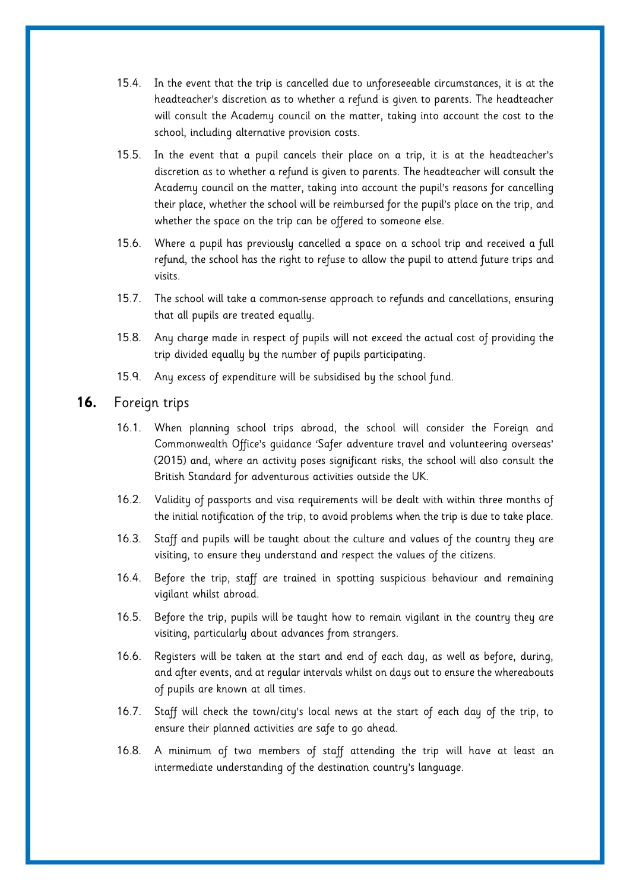15.4. In the event that the trip is cancelled due to unforeseeable circumstances, it is at the headteacher's discretion as to whether a refund is given to parents. The headteacher will consult the Academy council on the matter, taking into account the cost to the school, including alternative provision costs.

15.5. In the event that a pupil cancels their place on a trip, it is at the headteacher's discretion as to whether a refund is given to parents. The headteacher will consult the Academy council on the matter, taking into account the pupil's reasons for cancelling their place, whether the school will be reimbursed for the pupil's place on the trip, and whether the space on the trip can be offered to someone else.

15.6. Where a pupil has previously cancelled a space on a school trip and received a full refund, the school has the right to refuse to allow the pupil to attend future trips and visits.

15.7. The school will take a common-sense approach to refunds and cancellations, ensuring that all pupils are treated equally.

15.8. Any charge made in respect of pupils will not exceed the actual cost of providing the trip divided equally by the number of pupils participating.

15.9. Any excess of expenditure will be subsidised by the school fund.

## 16. Foreign trips

16.1. When planning school trips abroad, the school will consider the Foreign and Commonwealth Office's guidance 'Safer adventure travel and volunteering overseas' (2015) and, where an activity poses significant risks, the school will also consult the British Standard for adventurous activities outside the UK.

16.2. Validity of passports and visa requirements will be dealt with within three months of the initial notification of the trip, to avoid problems when the trip is due to take place.

16.3. Staff and pupils will be taught about the culture and values of the country they are visiting, to ensure they understand and respect the values of the citizens.

16.4. Before the trip, staff are trained in spotting suspicious behaviour and remaining vigilant whilst abroad.

16.5. Before the trip, pupils will be taught how to remain vigilant in the country they are visiting, particularly about advances from strangers.

16.6. Registers will be taken at the start and end of each day, as well as before, during, and after events, and at regular intervals whilst on days out to ensure the whereabouts of pupils are known at all times.

16.7. Staff will check the town/city's local news at the start of each day of the trip, to ensure their planned activities are safe to go ahead.

16.8. A minimum of two members of staff attending the trip will have at least an intermediate understanding of the destination country's language.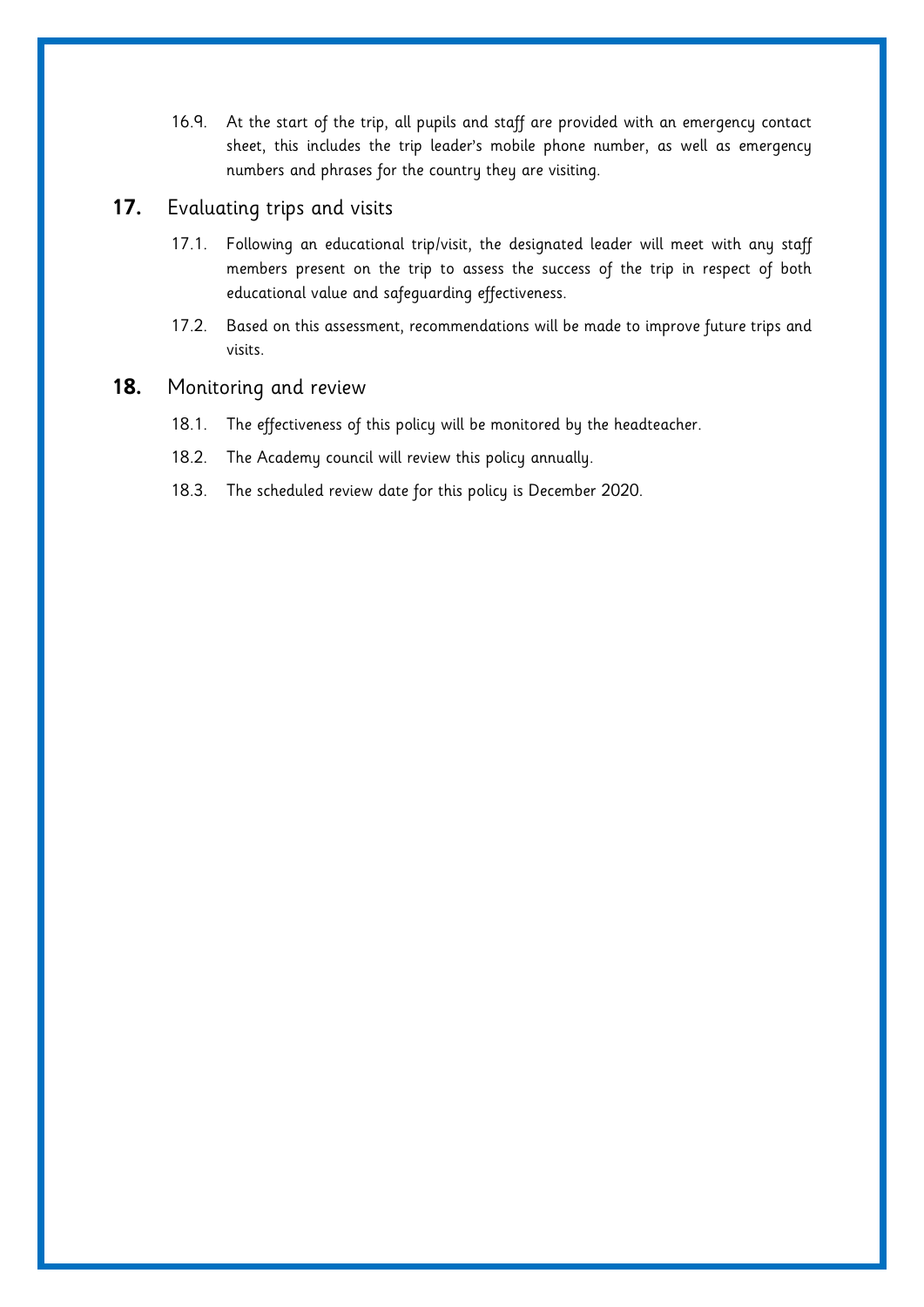16.9. At the start of the trip, all pupils and staff are provided with an emergency contact sheet, this includes the trip leader's mobile phone number, as well as emergency numbers and phrases for the country they are visiting.

## 17. Evaluating trips and visits

17.1. Following an educational trip/visit, the designated leader will meet with any staff members present on the trip to assess the success of the trip in respect of both educational value and safeguarding effectiveness.

17.2. Based on this assessment, recommendations will be made to improve future trips and visits.

## 18. Monitoring and review

18.1. The effectiveness of this policy will be monitored by the headteacher.

18.2. The Academy council will review this policy annually.

18.3. The scheduled review date for this policy is December 2020.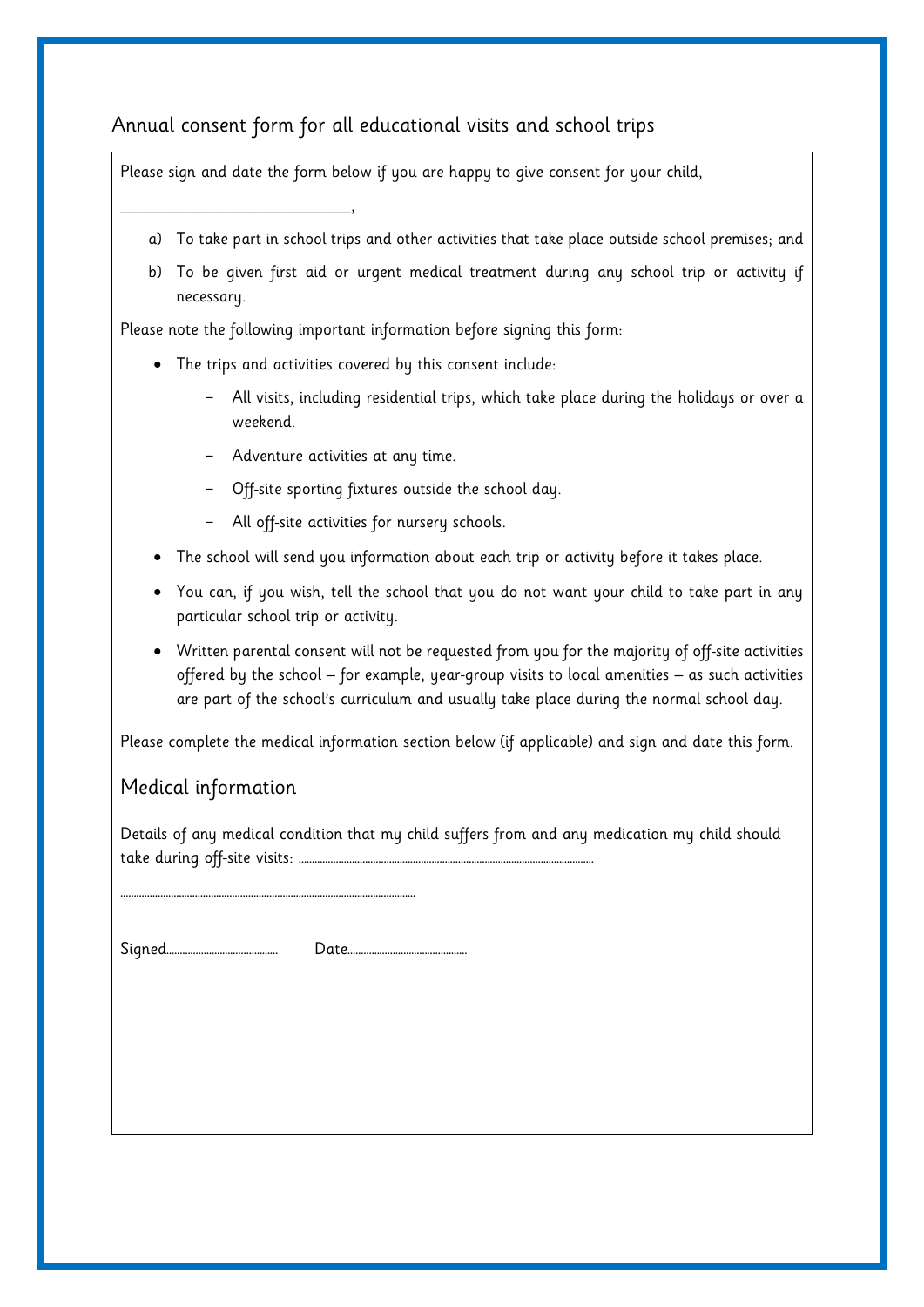## Annual consent form for all educational visits and school trips

Please sign and date the form below if you are happy to give consent for your child,

_____________________________,

a) To take part in school trips and other activities that take place outside school premises; and

b) To be given first aid or urgent medical treatment during any school trip or activity if necessary.

Please note the following important information before signing this form:

- The trips and activities covered by this consent include:
  - All visits, including residential trips, which take place during the holidays or over a weekend.
  - Adventure activities at any time.
  - Off-site sporting fixtures outside the school day.
  - All off-site activities for nursery schools.
- The school will send you information about each trip or activity before it takes place.
- You can, if you wish, tell the school that you do not want your child to take part in any particular school trip or activity.
- Written parental consent will not be requested from you for the majority of off-site activities offered by the school – for example, year-group visits to local amenities – as such activities are part of the school's curriculum and usually take place during the normal school day.

Please complete the medical information section below (if applicable) and sign and date this form.

### Medical information

Details of any medical condition that my child suffers from and any medication my child should take during off-site visits: ..............................................................................................................

..............................................................................................................

Signed.......................................... Date.............................................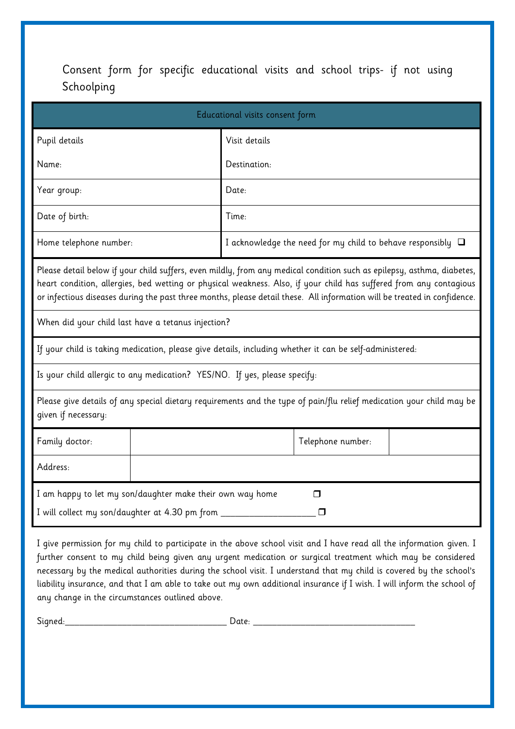Consent form for specific educational visits and school trips- if not using Schoolping

| Educational visits consent form | |
|---|---|
| Pupil details<br><br>Name: | Visit details<br><br>Destination: |
| Year group: | Date: |
| Date of birth: | Time: |
| Home telephone number: | I acknowledge the need for my child to behave responsibly ❑ |

Please detail below if your child suffers, even mildly, from any medical condition such as epilepsy, asthma, diabetes, heart condition, allergies, bed wetting or physical weakness. Also, if your child has suffered from any contagious or infectious diseases during the past three months, please detail these. All information will be treated in confidence.

When did your child last have a tetanus injection?

If your child is taking medication, please give details, including whether it can be self-administered:

Is your child allergic to any medication? YES/NO. If yes, please specify:

Please give details of any special dietary requirements and the type of pain/flu relief medication your child may be given if necessary:

| Family doctor: | | Telephone number: | |
|---|---|---|---|
| Address: | | | |

I am happy to let my son/daughter make their own way home ❒

I will collect my son/daughter at 4.30 pm from ____________________ ❒

I give permission for my child to participate in the above school visit and I have read all the information given. I further consent to my child being given any urgent medication or surgical treatment which may be considered necessary by the medical authorities during the school visit. I understand that my child is covered by the school's liability insurance, and that I am able to take out my own additional insurance if I wish. I will inform the school of any change in the circumstances outlined above.

Signed:__________________________________ Date: __________________________________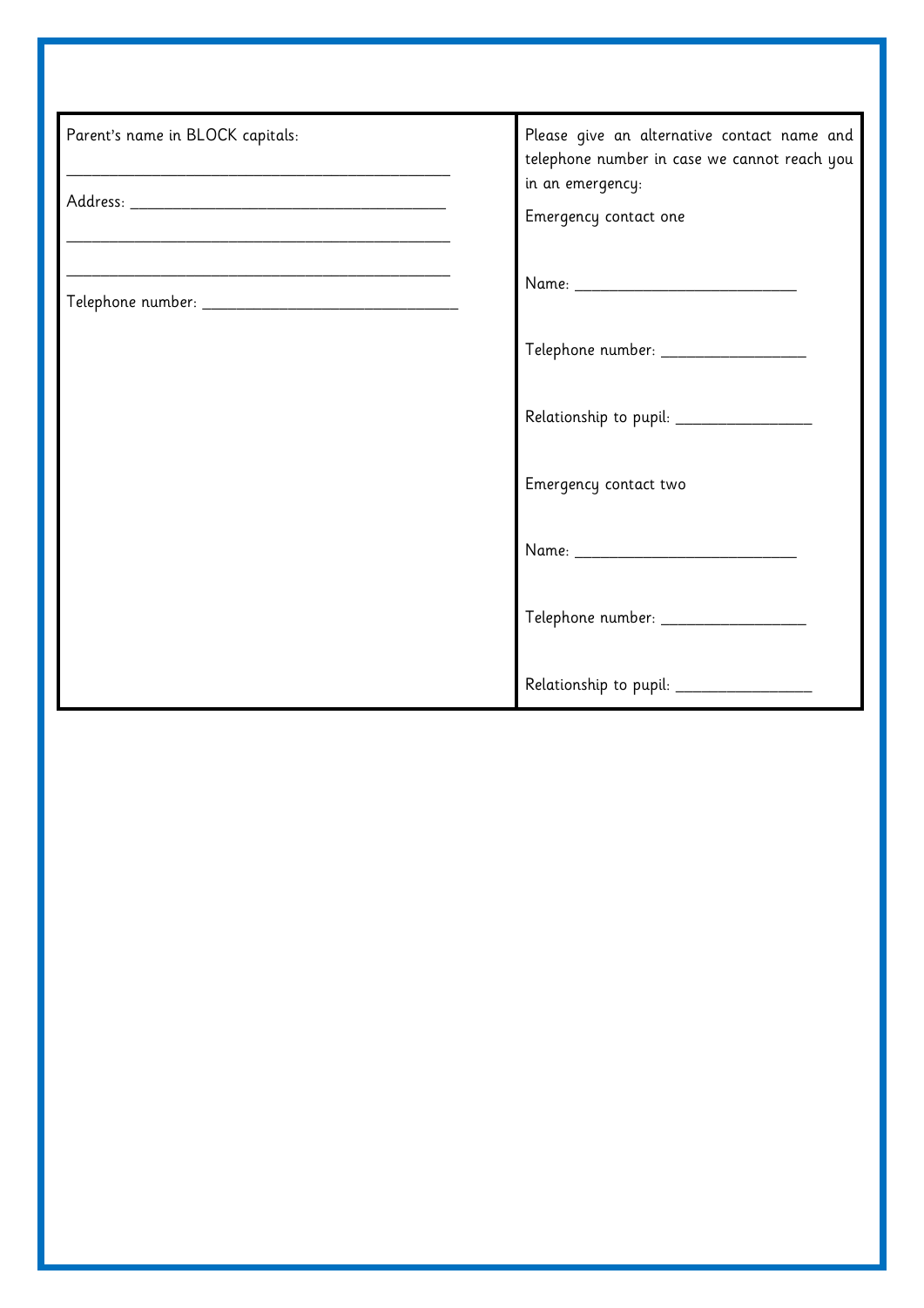| | |
|---|---|
| Parent's name in BLOCK capitals:<br><br>_______________________________________<br><br>Address: _________________________________<br><br>_______________________________________<br><br>_______________________________________<br><br>Telephone number: ___________________________ | Please give an alternative contact name and telephone number in case we cannot reach you in an emergency:<br><br>Emergency contact one<br><br>Name: _______________________<br><br>Telephone number: _______________<br><br>Relationship to pupil: ______________<br><br>Emergency contact two<br><br>Name: _______________________<br><br>Telephone number: _______________<br><br>Relationship to pupil: ______________ |